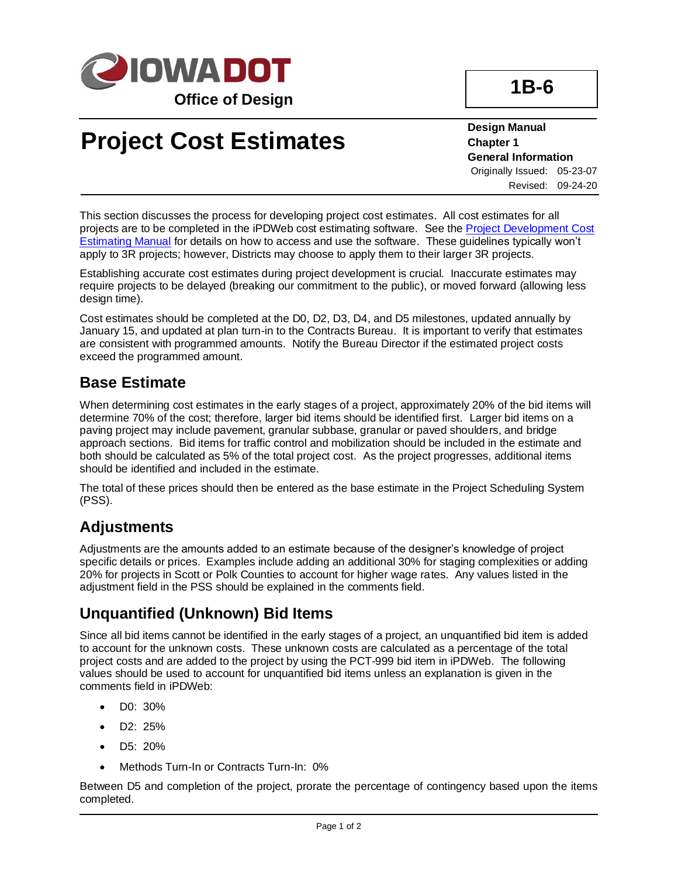**IOWA DOT**

**Office of Design**

**1B-6**

# Project Cost Estimates

**Design Manual**
**Chapter 1**
**General Information**
Originally Issued: 05-23-07
Revised: 09-24-20

This section discusses the process for developing project cost estimates. All cost estimates for all projects are to be completed in the iPDWeb cost estimating software. See the [Project Development Cost Estimating Manual]() for details on how to access and use the software. These guidelines typically won't apply to 3R projects; however, Districts may choose to apply them to their larger 3R projects.

Establishing accurate cost estimates during project development is crucial. Inaccurate estimates may require projects to be delayed (breaking our commitment to the public), or moved forward (allowing less design time).

Cost estimates should be completed at the D0, D2, D3, D4, and D5 milestones, updated annually by January 15, and updated at plan turn-in to the Contracts Bureau. It is important to verify that estimates are consistent with programmed amounts. Notify the Bureau Director if the estimated project costs exceed the programmed amount.

## Base Estimate

When determining cost estimates in the early stages of a project, approximately 20% of the bid items will determine 70% of the cost; therefore, larger bid items should be identified first. Larger bid items on a paving project may include pavement, granular subbase, granular or paved shoulders, and bridge approach sections. Bid items for traffic control and mobilization should be included in the estimate and both should be calculated as 5% of the total project cost. As the project progresses, additional items should be identified and included in the estimate.

The total of these prices should then be entered as the base estimate in the Project Scheduling System (PSS).

## Adjustments

Adjustments are the amounts added to an estimate because of the designer's knowledge of project specific details or prices. Examples include adding an additional 30% for staging complexities or adding 20% for projects in Scott or Polk Counties to account for higher wage rates. Any values listed in the adjustment field in the PSS should be explained in the comments field.

## Unquantified (Unknown) Bid Items

Since all bid items cannot be identified in the early stages of a project, an unquantified bid item is added to account for the unknown costs. These unknown costs are calculated as a percentage of the total project costs and are added to the project by using the PCT-999 bid item in iPDWeb. The following values should be used to account for unquantified bid items unless an explanation is given in the comments field in iPDWeb:

- D0: 30%
- D2: 25%
- D5: 20%
- Methods Turn-In or Contracts Turn-In: 0%

Between D5 and completion of the project, prorate the percentage of contingency based upon the items completed.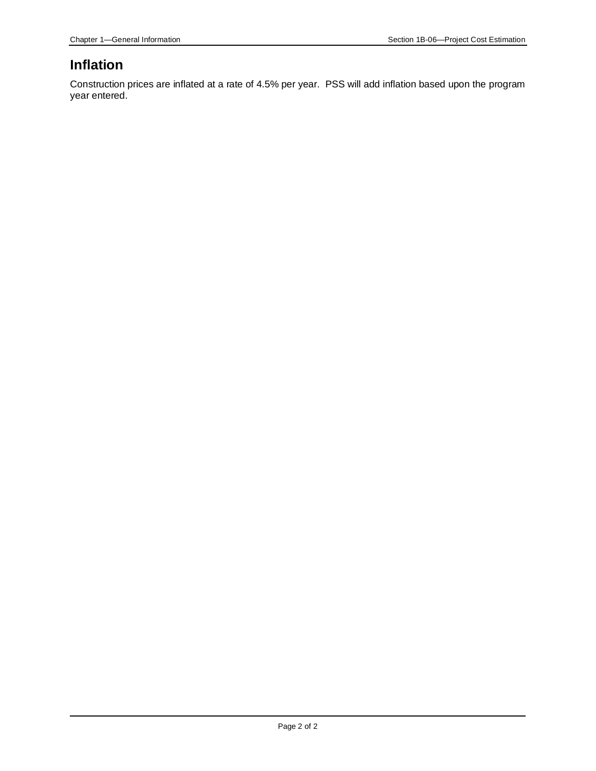## Inflation

Construction prices are inflated at a rate of 4.5% per year. PSS will add inflation based upon the program year entered.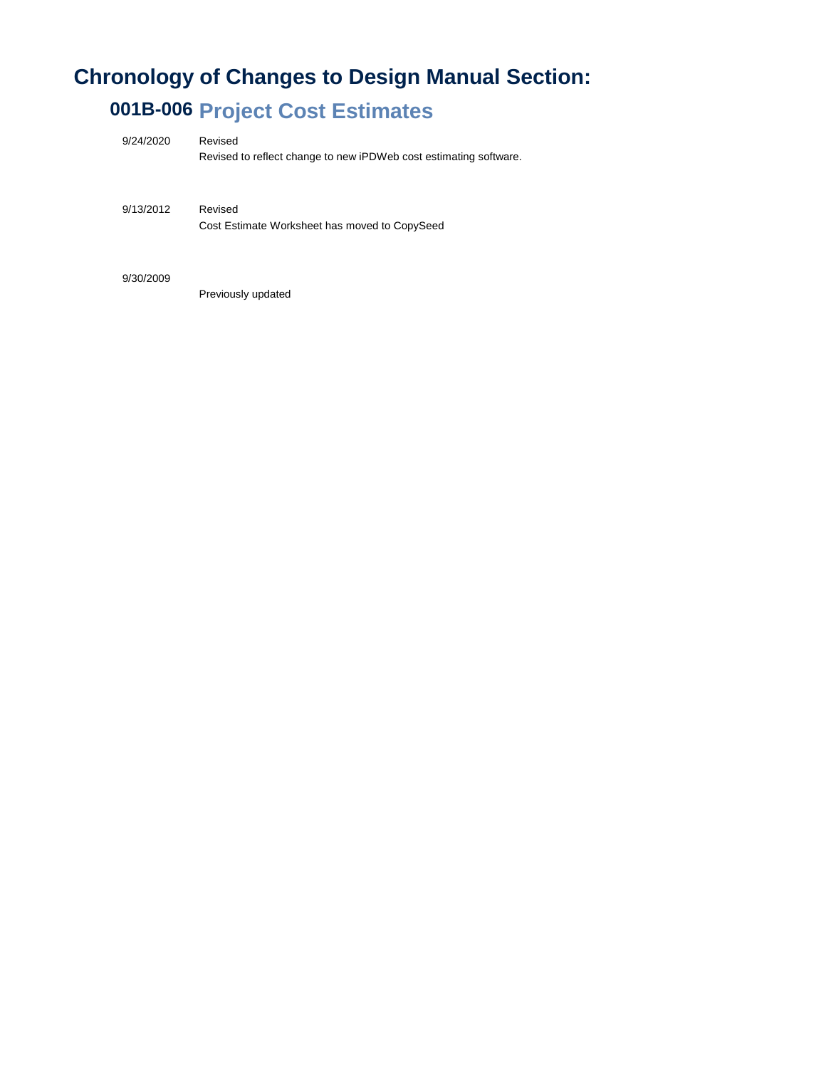# Chronology of Changes to Design Manual Section:

## 001B-006 Project Cost Estimates

9/24/2020 Revised

Revised to reflect change to new iPDWeb cost estimating software.

9/13/2012 Revised

Cost Estimate Worksheet has moved to CopySeed

9/30/2009

Previously updated